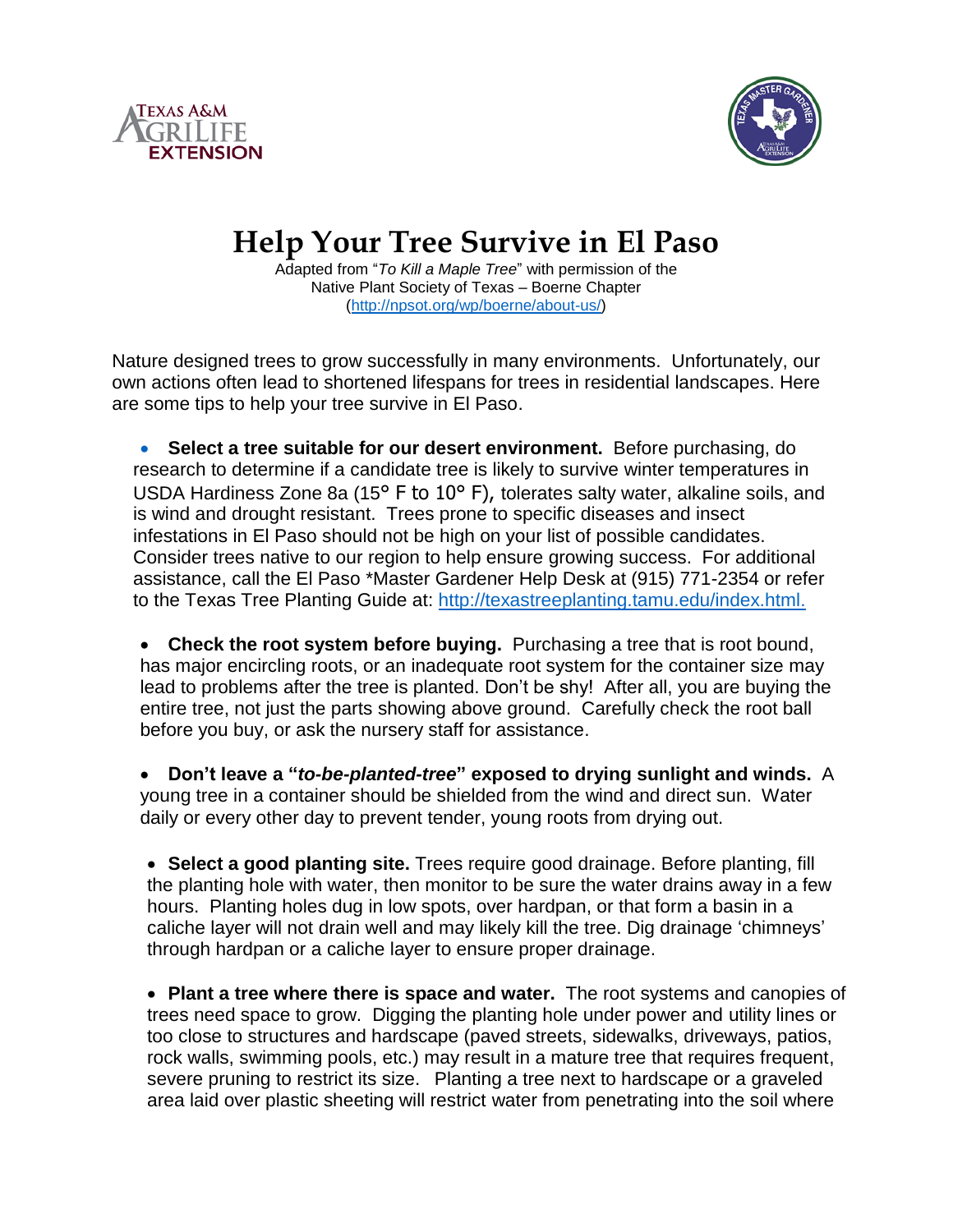# Help Your Tree Survive in El Paso

Adapted from "*To Kill a Maple Tree*" with permission of the Native Plant Society of Texas – Boerne Chapter ([http://npsot.org/wp/boerne/about-us/](http://npsot.org/wp/boerne/about-us/))

Nature designed trees to grow successfully in many environments. Unfortunately, our own actions often lead to shortened lifespans for trees in residential landscapes. Here are some tips to help your tree survive in El Paso.

- **Select a tree suitable for our desert environment.** Before purchasing, do research to determine if a candidate tree is likely to survive winter temperatures in USDA Hardiness Zone 8a (15° F to 10° F), tolerates salty water, alkaline soils, and is wind and drought resistant. Trees prone to specific diseases and insect infestations in El Paso should not be high on your list of possible candidates. Consider trees native to our region to help ensure growing success. For additional assistance, call the El Paso *Master Gardener Help Desk at (915) 771-2354 or refer to the Texas Tree Planting Guide at: [http://texastreeplanting.tamu.edu/index.html.](http://texastreeplanting.tamu.edu/index.html)

- **Check the root system before buying.** Purchasing a tree that is root bound, has major encircling roots, or an inadequate root system for the container size may lead to problems after the tree is planted. Don't be shy! After all, you are buying the entire tree, not just the parts showing above ground. Carefully check the root ball before you buy, or ask the nursery staff for assistance.

- **Don't leave a "*to-be-planted-tree*" exposed to drying sunlight and winds.** A young tree in a container should be shielded from the wind and direct sun. Water daily or every other day to prevent tender, young roots from drying out.

- **Select a good planting site.** Trees require good drainage. Before planting, fill the planting hole with water, then monitor to be sure the water drains away in a few hours. Planting holes dug in low spots, over hardpan, or that form a basin in a caliche layer will not drain well and may likely kill the tree. Dig drainage 'chimneys' through hardpan or a caliche layer to ensure proper drainage.

- **Plant a tree where there is space and water.** The root systems and canopies of trees need space to grow. Digging the planting hole under power and utility lines or too close to structures and hardscape (paved streets, sidewalks, driveways, patios, rock walls, swimming pools, etc.) may result in a mature tree that requires frequent, severe pruning to restrict its size. Planting a tree next to hardscape or a graveled area laid over plastic sheeting will restrict water from penetrating into the soil where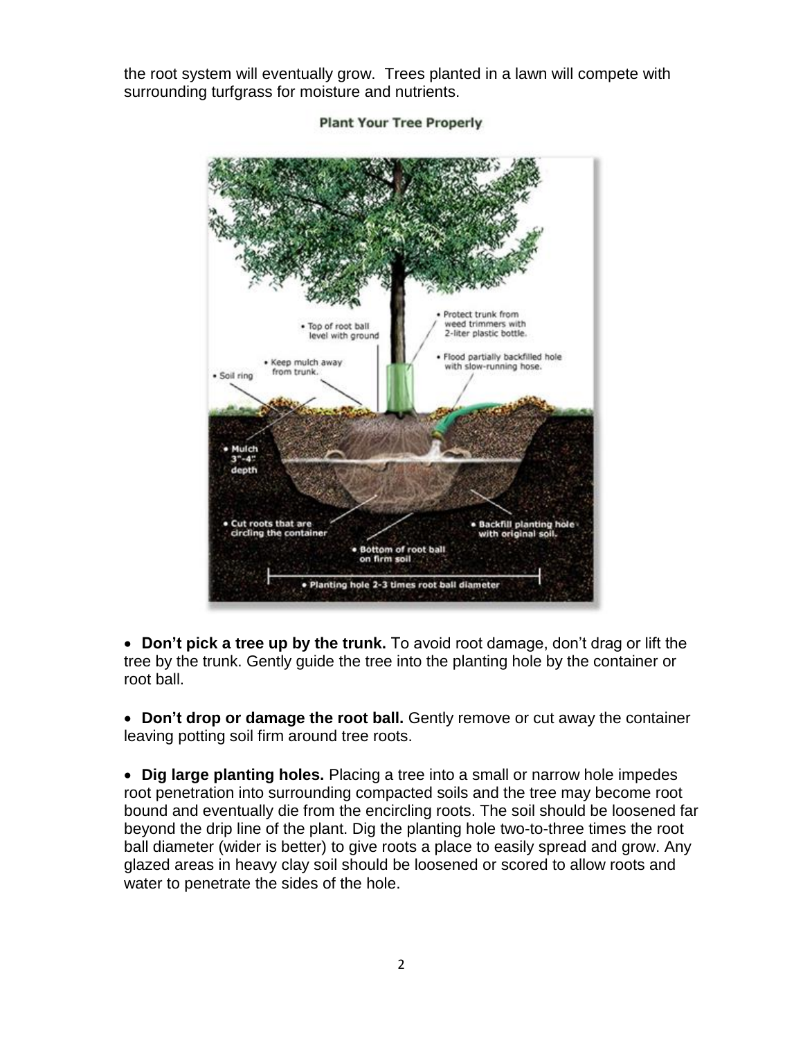the root system will eventually grow. Trees planted in a lawn will compete with surrounding turfgrass for moisture and nutrients.

**Plant Your Tree Properly**

- **Don't pick a tree up by the trunk.** To avoid root damage, don't drag or lift the tree by the trunk. Gently guide the tree into the planting hole by the container or root ball.

- **Don't drop or damage the root ball.** Gently remove or cut away the container leaving potting soil firm around tree roots.

- **Dig large planting holes.** Placing a tree into a small or narrow hole impedes root penetration into surrounding compacted soils and the tree may become root bound and eventually die from the encircling roots. The soil should be loosened far beyond the drip line of the plant. Dig the planting hole two-to-three times the root ball diameter (wider is better) to give roots a place to easily spread and grow. Any glazed areas in heavy clay soil should be loosened or scored to allow roots and water to penetrate the sides of the hole.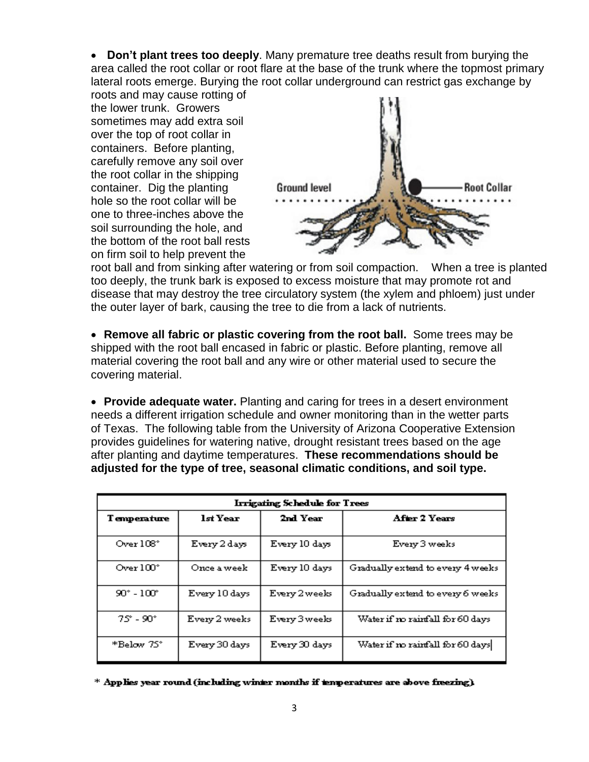- **Don't plant trees too deeply**. Many premature tree deaths result from burying the area called the root collar or root flare at the base of the trunk where the topmost primary lateral roots emerge. Burying the root collar underground can restrict gas exchange by roots and may cause rotting of the lower trunk. Growers sometimes may add extra soil over the top of root collar in containers. Before planting, carefully remove any soil over the root collar in the shipping container. Dig the planting hole so the root collar will be one to three-inches above the soil surrounding the hole, and the bottom of the root ball rests on firm soil to help prevent the root ball and from sinking after watering or from soil compaction. When a tree is planted too deeply, the trunk bark is exposed to excess moisture that may promote rot and disease that may destroy the tree circulatory system (the xylem and phloem) just under the outer layer of bark, causing the tree to die from a lack of nutrients.

- **Remove all fabric or plastic covering from the root ball.** Some trees may be shipped with the root ball encased in fabric or plastic. Before planting, remove all material covering the root ball and any wire or other material used to secure the covering material.

- **Provide adequate water.** Planting and caring for trees in a desert environment needs a different irrigation schedule and owner monitoring than in the wetter parts of Texas. The following table from the University of Arizona Cooperative Extension provides guidelines for watering native, drought resistant trees based on the age after planting and daytime temperatures. **These recommendations should be adjusted for the type of tree, seasonal climatic conditions, and soil type.**

| **Irrigating Schedule for Trees** | | | |
|---|---|---|---|
| **Temperature** | **1st Year** | **2nd Year** | **After 2 Years** |
| Over 108° | Every 2 days | Every 10 days | Every 3 weeks |
| Over 100° | Once a week | Every 10 days | Gradually extend to every 4 weeks |
| 90° - 100° | Every 10 days | Every 2 weeks | Gradually extend to every 6 weeks |
| 75° - 90° | Every 2 weeks | Every 3 weeks | Water if no rainfall for 60 days |
| *Below 75° | Every 30 days | Every 30 days | Water if no rainfall for 60 days |

\* **Applies year round (including winter months if temperatures are above freezing).**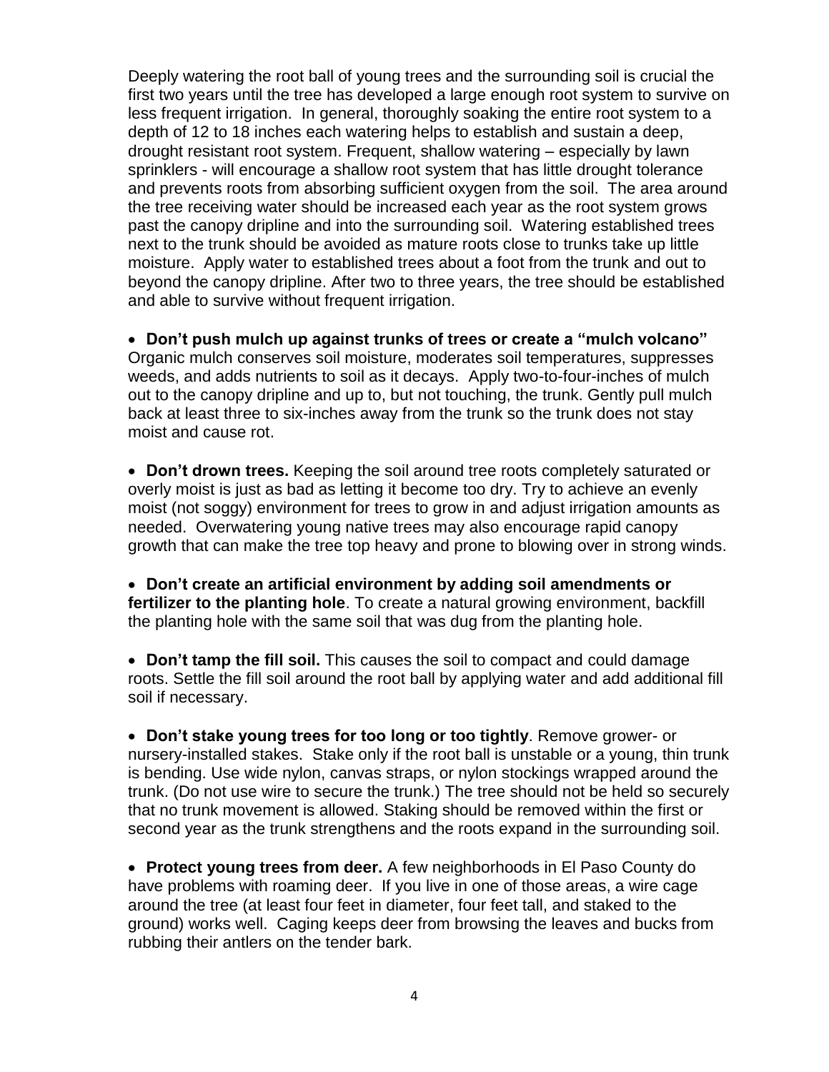Deeply watering the root ball of young trees and the surrounding soil is crucial the first two years until the tree has developed a large enough root system to survive on less frequent irrigation. In general, thoroughly soaking the entire root system to a depth of 12 to 18 inches each watering helps to establish and sustain a deep, drought resistant root system. Frequent, shallow watering – especially by lawn sprinklers - will encourage a shallow root system that has little drought tolerance and prevents roots from absorbing sufficient oxygen from the soil. The area around the tree receiving water should be increased each year as the root system grows past the canopy dripline and into the surrounding soil. Watering established trees next to the trunk should be avoided as mature roots close to trunks take up little moisture. Apply water to established trees about a foot from the trunk and out to beyond the canopy dripline. After two to three years, the tree should be established and able to survive without frequent irrigation.

- **Don't push mulch up against trunks of trees or create a "mulch volcano"** Organic mulch conserves soil moisture, moderates soil temperatures, suppresses weeds, and adds nutrients to soil as it decays. Apply two-to-four-inches of mulch out to the canopy dripline and up to, but not touching, the trunk. Gently pull mulch back at least three to six-inches away from the trunk so the trunk does not stay moist and cause rot.

- **Don't drown trees.** Keeping the soil around tree roots completely saturated or overly moist is just as bad as letting it become too dry. Try to achieve an evenly moist (not soggy) environment for trees to grow in and adjust irrigation amounts as needed. Overwatering young native trees may also encourage rapid canopy growth that can make the tree top heavy and prone to blowing over in strong winds.

- **Don't create an artificial environment by adding soil amendments or fertilizer to the planting hole**. To create a natural growing environment, backfill the planting hole with the same soil that was dug from the planting hole.

- **Don't tamp the fill soil.** This causes the soil to compact and could damage roots. Settle the fill soil around the root ball by applying water and add additional fill soil if necessary.

- **Don't stake young trees for too long or too tightly**. Remove grower- or nursery-installed stakes. Stake only if the root ball is unstable or a young, thin trunk is bending. Use wide nylon, canvas straps, or nylon stockings wrapped around the trunk. (Do not use wire to secure the trunk.) The tree should not be held so securely that no trunk movement is allowed. Staking should be removed within the first or second year as the trunk strengthens and the roots expand in the surrounding soil.

- **Protect young trees from deer.** A few neighborhoods in El Paso County do have problems with roaming deer. If you live in one of those areas, a wire cage around the tree (at least four feet in diameter, four feet tall, and staked to the ground) works well. Caging keeps deer from browsing the leaves and bucks from rubbing their antlers on the tender bark.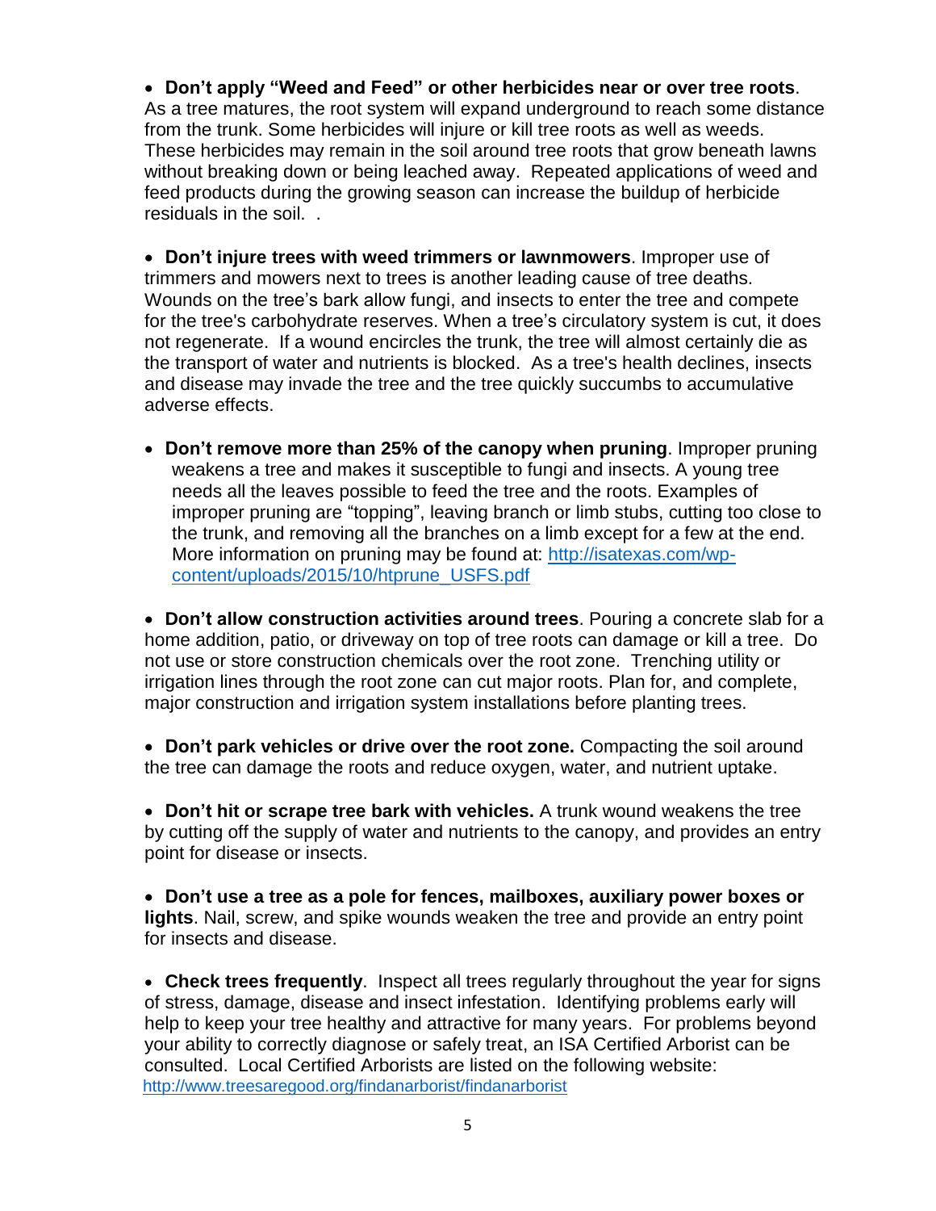- **Don't apply "Weed and Feed" or other herbicides near or over tree roots**. As a tree matures, the root system will expand underground to reach some distance from the trunk. Some herbicides will injure or kill tree roots as well as weeds. These herbicides may remain in the soil around tree roots that grow beneath lawns without breaking down or being leached away. Repeated applications of weed and feed products during the growing season can increase the buildup of herbicide residuals in the soil. .

- **Don't injure trees with weed trimmers or lawnmowers**. Improper use of trimmers and mowers next to trees is another leading cause of tree deaths. Wounds on the tree's bark allow fungi, and insects to enter the tree and compete for the tree's carbohydrate reserves. When a tree's circulatory system is cut, it does not regenerate. If a wound encircles the trunk, the tree will almost certainly die as the transport of water and nutrients is blocked. As a tree's health declines, insects and disease may invade the tree and the tree quickly succumbs to accumulative adverse effects.

- **Don't remove more than 25% of the canopy when pruning**. Improper pruning weakens a tree and makes it susceptible to fungi and insects. A young tree needs all the leaves possible to feed the tree and the roots. Examples of improper pruning are "topping", leaving branch or limb stubs, cutting too close to the trunk, and removing all the branches on a limb except for a few at the end. More information on pruning may be found at: [http://isatexas.com/wp-content/uploads/2015/10/htprune_USFS.pdf](http://isatexas.com/wp-content/uploads/2015/10/htprune_USFS.pdf)

- **Don't allow construction activities around trees**. Pouring a concrete slab for a home addition, patio, or driveway on top of tree roots can damage or kill a tree. Do not use or store construction chemicals over the root zone. Trenching utility or irrigation lines through the root zone can cut major roots. Plan for, and complete, major construction and irrigation system installations before planting trees.

- **Don't park vehicles or drive over the root zone.** Compacting the soil around the tree can damage the roots and reduce oxygen, water, and nutrient uptake.

- **Don't hit or scrape tree bark with vehicles.** A trunk wound weakens the tree by cutting off the supply of water and nutrients to the canopy, and provides an entry point for disease or insects.

- **Don't use a tree as a pole for fences, mailboxes, auxiliary power boxes or lights**. Nail, screw, and spike wounds weaken the tree and provide an entry point for insects and disease.

- **Check trees frequently**. Inspect all trees regularly throughout the year for signs of stress, damage, disease and insect infestation. Identifying problems early will help to keep your tree healthy and attractive for many years. For problems beyond your ability to correctly diagnose or safely treat, an ISA Certified Arborist can be consulted. Local Certified Arborists are listed on the following website: [http://www.treesaregood.org/findanarborist/findanarborist](http://www.treesaregood.org/findanarborist/findanarborist)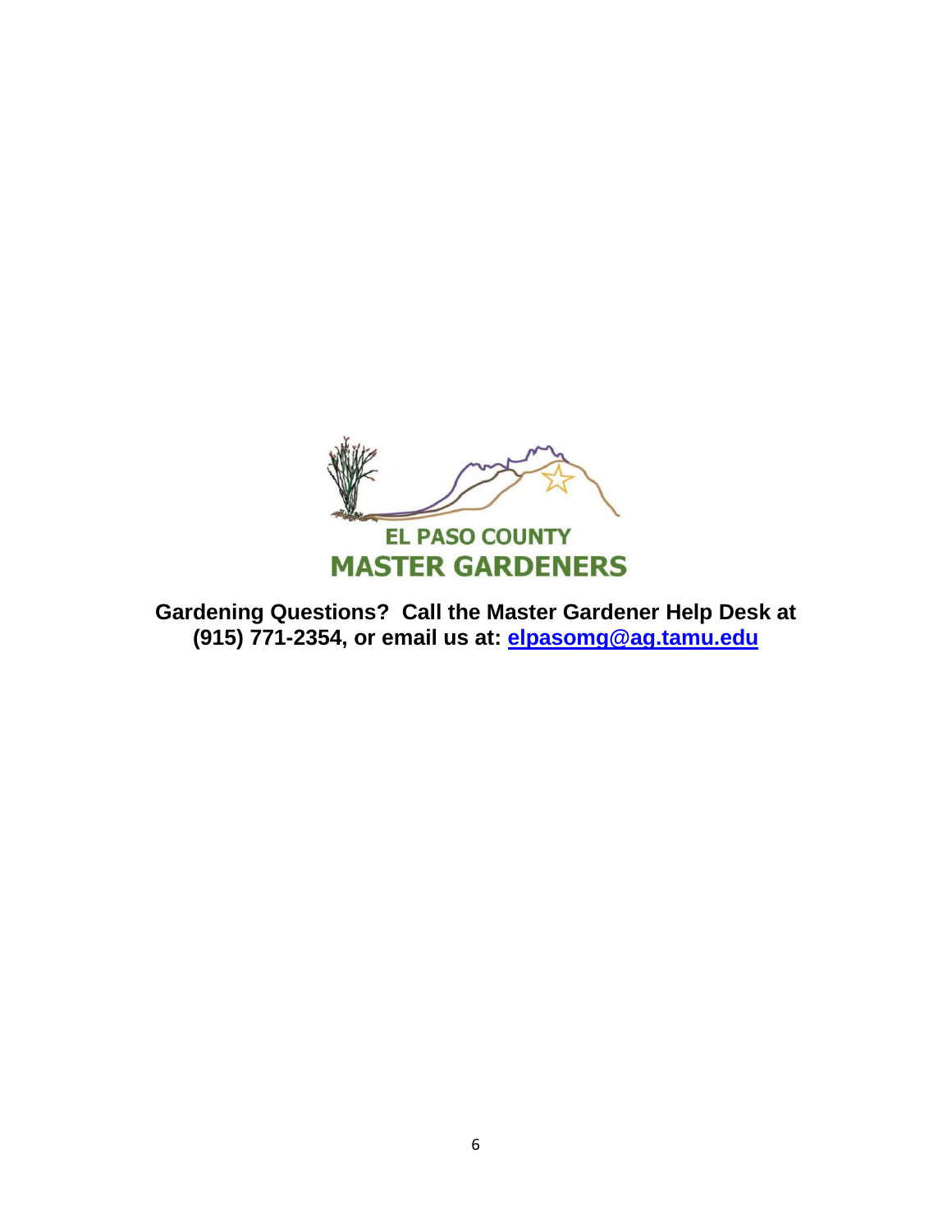EL PASO COUNTY
MASTER GARDENERS

**Gardening Questions? Call the Master Gardener Help Desk at (915) 771-2354, or email us at: elpasomg@ag.tamu.edu**